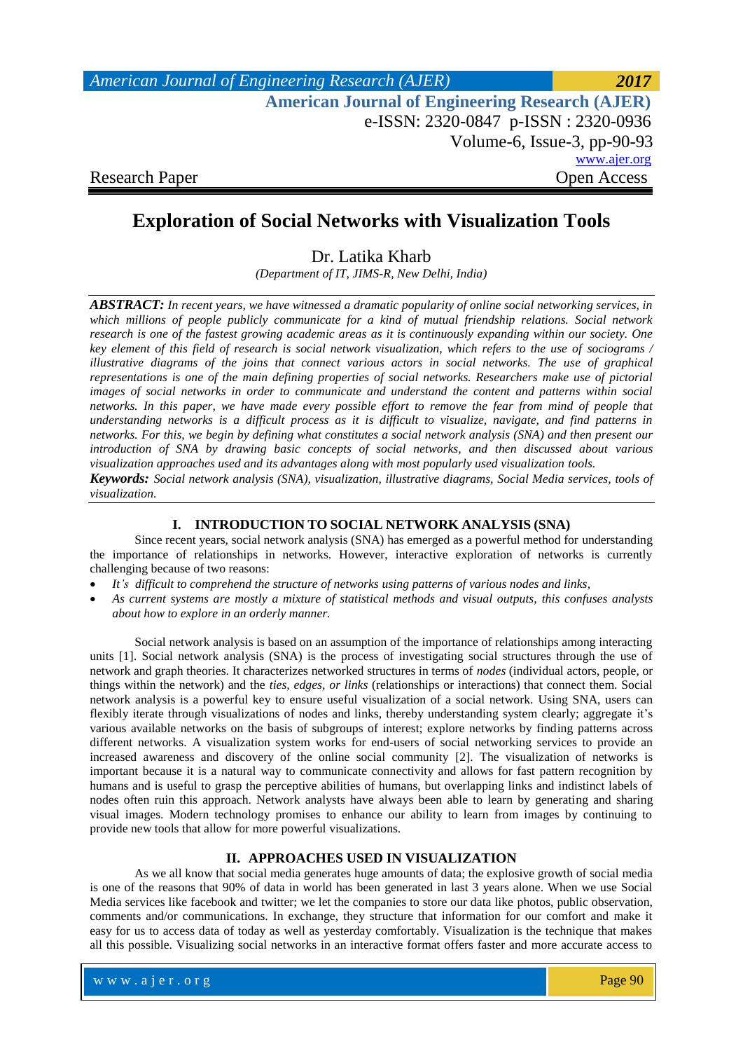**Research Paper** Open Access

# Exploration of Social Networks with Visualization Tools

Dr. Latika Kharb

*(Department of IT, JIMS-R, New Delhi, India)*

***ABSTRACT:*** *In recent years, we have witnessed a dramatic popularity of online social networking services, in which millions of people publicly communicate for a kind of mutual friendship relations. Social network research is one of the fastest growing academic areas as it is continuously expanding within our society. One key element of this field of research is social network visualization, which refers to the use of sociograms / illustrative diagrams of the joins that connect various actors in social networks. The use of graphical representations is one of the main defining properties of social networks. Researchers make use of pictorial images of social networks in order to communicate and understand the content and patterns within social networks. In this paper, we have made every possible effort to remove the fear from mind of people that understanding networks is a difficult process as it is difficult to visualize, navigate, and find patterns in networks. For this, we begin by defining what constitutes a social network analysis (SNA) and then present our introduction of SNA by drawing basic concepts of social networks, and then discussed about various visualization approaches used and its advantages along with most popularly used visualization tools.*

***Keywords:*** *Social network analysis (SNA), visualization, illustrative diagrams, Social Media services, tools of visualization.*

## I. INTRODUCTION TO SOCIAL NETWORK ANALYSIS (SNA)

Since recent years, social network analysis (SNA) has emerged as a powerful method for understanding the importance of relationships in networks. However, interactive exploration of networks is currently challenging because of two reasons:

- *It's difficult to comprehend the structure of networks using patterns of various nodes and links,*
- *As current systems are mostly a mixture of statistical methods and visual outputs, this confuses analysts about how to explore in an orderly manner.*

Social network analysis is based on an assumption of the importance of relationships among interacting units [1]. Social network analysis (SNA) is the process of investigating social structures through the use of network and graph theories. It characterizes networked structures in terms of *nodes* (individual actors, people, or things within the network) and the *ties, edges, or links* (relationships or interactions) that connect them. Social network analysis is a powerful key to ensure useful visualization of a social network. Using SNA, users can flexibly iterate through visualizations of nodes and links, thereby understanding system clearly; aggregate it's various available networks on the basis of subgroups of interest; explore networks by finding patterns across different networks. A visualization system works for end-users of social networking services to provide an increased awareness and discovery of the online social community [2]. The visualization of networks is important because it is a natural way to communicate connectivity and allows for fast pattern recognition by humans and is useful to grasp the perceptive abilities of humans, but overlapping links and indistinct labels of nodes often ruin this approach. Network analysts have always been able to learn by generating and sharing visual images. Modern technology promises to enhance our ability to learn from images by continuing to provide new tools that allow for more powerful visualizations.

## II. APPROACHES USED IN VISUALIZATION

As we all know that social media generates huge amounts of data; the explosive growth of social media is one of the reasons that 90% of data in world has been generated in last 3 years alone. When we use Social Media services like facebook and twitter; we let the companies to store our data like photos, public observation, comments and/or communications. In exchange, they structure that information for our comfort and make it easy for us to access data of today as well as yesterday comfortably. Visualization is the technique that makes all this possible. Visualizing social networks in an interactive format offers faster and more accurate access to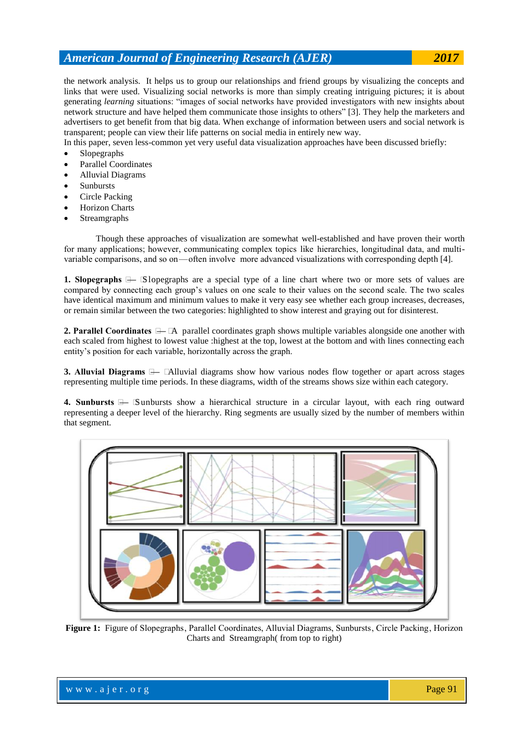the network analysis. It helps us to group our relationships and friend groups by visualizing the concepts and links that were used. Visualizing social networks is more than simply creating intriguing pictures; it is about generating *learning* situations: "images of social networks have provided investigators with new insights about network structure and have helped them communicate those insights to others" [3]. They help the marketers and advertisers to get benefit from that big data. When exchange of information between users and social network is transparent; people can view their life patterns on social media in entirely new way.

In this paper, seven less-common yet very useful data visualization approaches have been discussed briefly:

- Slopegraphs
- Parallel Coordinates
- Alluvial Diagrams
- Sunbursts
- Circle Packing
- Horizon Charts
- Streamgraphs

Though these approaches of visualization are somewhat well-established and have proven their worth for many applications; however, communicating complex topics like hierarchies, longitudinal data, and multi-variable comparisons, and so on—often involve more advanced visualizations with corresponding depth [4].

**1. Slopegraphs** — Slopegraphs are a special type of a line chart where two or more sets of values are compared by connecting each group's values on one scale to their values on the second scale. The two scales have identical maximum and minimum values to make it very easy see whether each group increases, decreases, or remain similar between the two categories: highlighted to show interest and graying out for disinterest.

**2. Parallel Coordinates** — A parallel coordinates graph shows multiple variables alongside one another with each scaled from highest to lowest value :highest at the top, lowest at the bottom and with lines connecting each entity's position for each variable, horizontally across the graph.

**3. Alluvial Diagrams** — Alluvial diagrams show how various nodes flow together or apart across stages representing multiple time periods. In these diagrams, width of the streams shows size within each category.

**4. Sunbursts** — Sunbursts show a hierarchical structure in a circular layout, with each ring outward representing a deeper level of the hierarchy. Ring segments are usually sized by the number of members within that segment.

**Figure 1:** Figure of Slopegraphs, Parallel Coordinates, Alluvial Diagrams, Sunbursts, Circle Packing, Horizon Charts and Streamgraph( from top to right)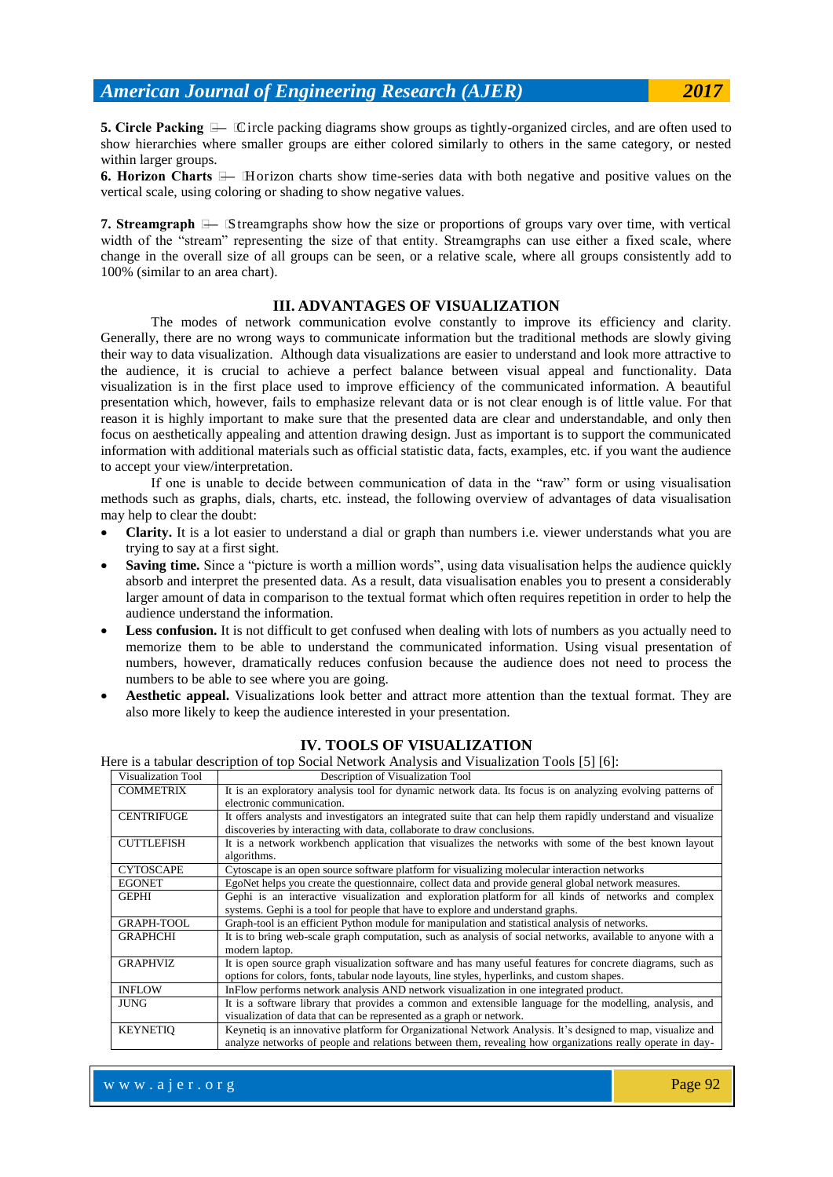**5. Circle Packing** — Circle packing diagrams show groups as tightly-organized circles, and are often used to show hierarchies where smaller groups are either colored similarly to others in the same category, or nested within larger groups.

**6. Horizon Charts** — Horizon charts show time-series data with both negative and positive values on the vertical scale, using coloring or shading to show negative values.

**7. Streamgraph** — Streamgraphs show how the size or proportions of groups vary over time, with vertical width of the "stream" representing the size of that entity. Streamgraphs can use either a fixed scale, where change in the overall size of all groups can be seen, or a relative scale, where all groups consistently add to 100% (similar to an area chart).

## III. ADVANTAGES OF VISUALIZATION

The modes of network communication evolve constantly to improve its efficiency and clarity. Generally, there are no wrong ways to communicate information but the traditional methods are slowly giving their way to data visualization. Although data visualizations are easier to understand and look more attractive to the audience, it is crucial to achieve a perfect balance between visual appeal and functionality. Data visualization is in the first place used to improve efficiency of the communicated information. A beautiful presentation which, however, fails to emphasize relevant data or is not clear enough is of little value. For that reason it is highly important to make sure that the presented data are clear and understandable, and only then focus on aesthetically appealing and attention drawing design. Just as important is to support the communicated information with additional materials such as official statistic data, facts, examples, etc. if you want the audience to accept your view/interpretation.

If one is unable to decide between communication of data in the "raw" form or using visualisation methods such as graphs, dials, charts, etc. instead, the following overview of advantages of data visualisation may help to clear the doubt:

- **Clarity.** It is a lot easier to understand a dial or graph than numbers i.e. viewer understands what you are trying to say at a first sight.
- **Saving time.** Since a "picture is worth a million words", using data visualisation helps the audience quickly absorb and interpret the presented data. As a result, data visualisation enables you to present a considerably larger amount of data in comparison to the textual format which often requires repetition in order to help the audience understand the information.
- **Less confusion.** It is not difficult to get confused when dealing with lots of numbers as you actually need to memorize them to be able to understand the communicated information. Using visual presentation of numbers, however, dramatically reduces confusion because the audience does not need to process the numbers to be able to see where you are going.
- **Aesthetic appeal.** Visualizations look better and attract more attention than the textual format. They are also more likely to keep the audience interested in your presentation.

## IV. TOOLS OF VISUALIZATION

Here is a tabular description of top Social Network Analysis and Visualization Tools [5] [6]:

| Visualization Tool | Description of Visualization Tool |
|---|---|
| COMMETRIX | It is an exploratory analysis tool for dynamic network data. Its focus is on analyzing evolving patterns of electronic communication. |
| CENTRIFUGE | It offers analysts and investigators an integrated suite that can help them rapidly understand and visualize discoveries by interacting with data, collaborate to draw conclusions. |
| CUTTLEFISH | It is a network workbench application that visualizes the networks with some of the best known layout algorithms. |
| CYTOSCAPE | Cytoscape is an open source software platform for visualizing molecular interaction networks |
| EGONET | EgoNet helps you create the questionnaire, collect data and provide general global network measures. |
| GEPHI | Gephi is an interactive visualization and exploration platform for all kinds of networks and complex systems. Gephi is a tool for people that have to explore and understand graphs. |
| GRAPH-TOOL | Graph-tool is an efficient Python module for manipulation and statistical analysis of networks. |
| GRAPHCHI | It is to bring web-scale graph computation, such as analysis of social networks, available to anyone with a modern laptop. |
| GRAPHVIZ | It is open source graph visualization software and has many useful features for concrete diagrams, such as options for colors, fonts, tabular node layouts, line styles, hyperlinks, and custom shapes. |
| INFLOW | InFlow performs network analysis AND network visualization in one integrated product. |
| JUNG | It is a software library that provides a common and extensible language for the modelling, analysis, and visualization of data that can be represented as a graph or network. |
| KEYNETIQ | Keynetiq is an innovative platform for Organizational Network Analysis. It's designed to map, visualize and analyze networks of people and relations between them, revealing how organizations really operate in day- |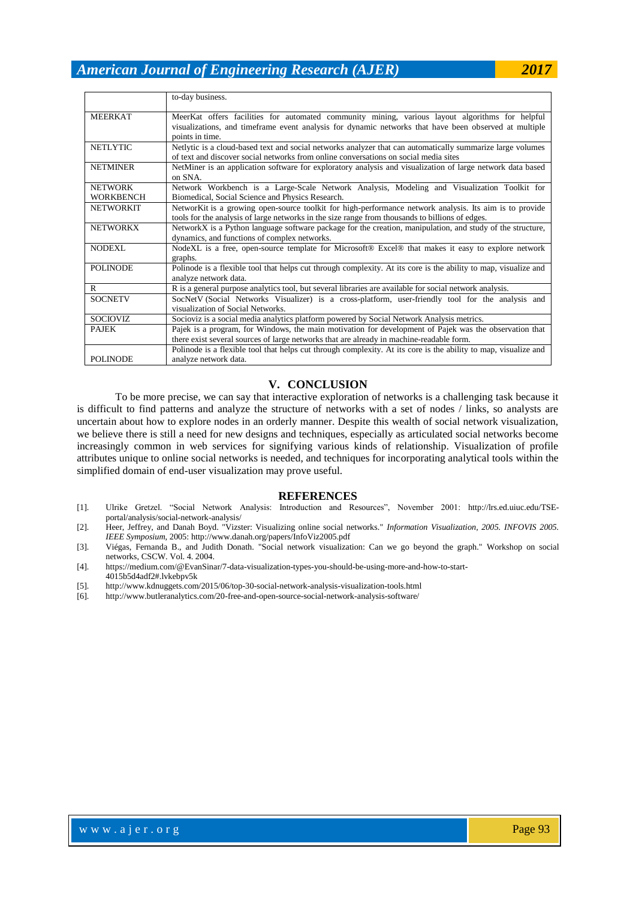| | |
|---|---|
| | to-day business. |
| MEERKAT | MeerKat offers facilities for automated community mining, various layout algorithms for helpful visualizations, and timeframe event analysis for dynamic networks that have been observed at multiple points in time. |
| NETLYTIC | Netlytic is a cloud-based text and social networks analyzer that can automatically summarize large volumes of text and discover social networks from online conversations on social media sites |
| NETMINER | NetMiner is an application software for exploratory analysis and visualization of large network data based on SNA. |
| NETWORK WORKBENCH | Network Workbench is a Large-Scale Network Analysis, Modeling and Visualization Toolkit for Biomedical, Social Science and Physics Research. |
| NETWORKIT | NetworKit is a growing open-source toolkit for high-performance network analysis. Its aim is to provide tools for the analysis of large networks in the size range from thousands to billions of edges. |
| NETWORKX | NetworkX is a Python language software package for the creation, manipulation, and study of the structure, dynamics, and functions of complex networks. |
| NODEXL | NodeXL is a free, open-source template for Microsoft® Excel® that makes it easy to explore network graphs. |
| POLINODE | Polinode is a flexible tool that helps cut through complexity. At its core is the ability to map, visualize and analyze network data. |
| R | R is a general purpose analytics tool, but several libraries are available for social network analysis. |
| SOCNETV | SocNetV (Social Networks Visualizer) is a cross-platform, user-friendly tool for the analysis and visualization of Social Networks. |
| SOCIOVIZ | Socioviz is a social media analytics platform powered by Social Network Analysis metrics. |
| PAJEK | Pajek is a program, for Windows, the main motivation for development of Pajek was the observation that there exist several sources of large networks that are already in machine-readable form. |
| POLINODE | Polinode is a flexible tool that helps cut through complexity. At its core is the ability to map, visualize and analyze network data. |

## V. CONCLUSION

To be more precise, we can say that interactive exploration of networks is a challenging task because it is difficult to find patterns and analyze the structure of networks with a set of nodes / links, so analysts are uncertain about how to explore nodes in an orderly manner. Despite this wealth of social network visualization, we believe there is still a need for new designs and techniques, especially as articulated social networks become increasingly common in web services for signifying various kinds of relationship. Visualization of profile attributes unique to online social networks is needed, and techniques for incorporating analytical tools within the simplified domain of end-user visualization may prove useful.

## REFERENCES

[1]. Ulrike Gretzel. "Social Network Analysis: Introduction and Resources", November 2001: http://lrs.ed.uiuc.edu/TSE-portal/analysis/social-network-analysis/

[2]. Heer, Jeffrey, and Danah Boyd. "Vizster: Visualizing online social networks." *Information Visualization, 2005. INFOVIS 2005. IEEE Symposium*, 2005: http://www.danah.org/papers/InfoViz2005.pdf

[3]. Viégas, Fernanda B., and Judith Donath. "Social network visualization: Can we go beyond the graph." Workshop on social networks, CSCW. Vol. 4. 2004.

[4]. https://medium.com/@EvanSinar/7-data-visualization-types-you-should-be-using-more-and-how-to-start-4015b5d4adf2#.lvkebpv5k

[5]. http://www.kdnuggets.com/2015/06/top-30-social-network-analysis-visualization-tools.html

[6]. http://www.butleranalytics.com/20-free-and-open-source-social-network-analysis-software/